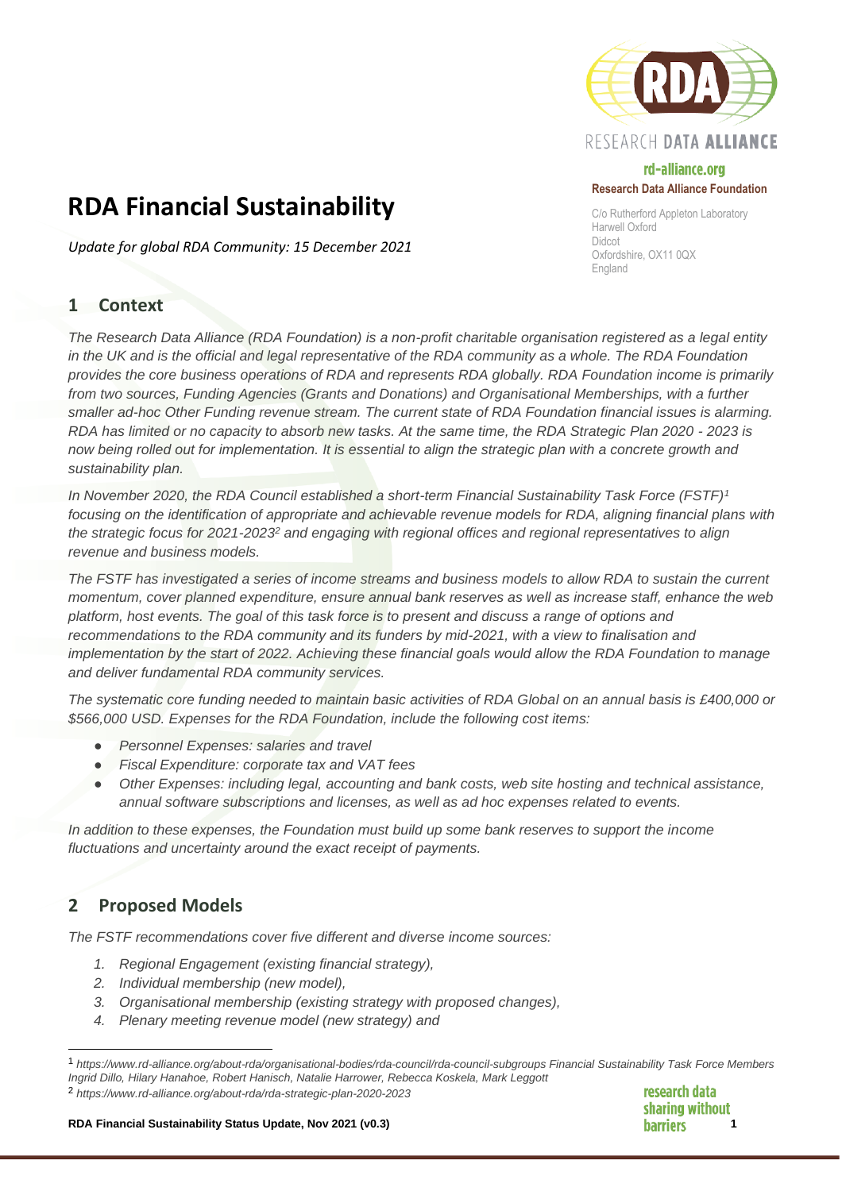# RDA Financial Sustainability

*Update for global RDA Community: 15 December 2021*

rd-alliance.org
**Research Data Alliance Foundation**

C/o Rutherford Appleton Laboratory
Harwell Oxford
Didcot
Oxfordshire, OX11 0QX
England

## 1 Context

*The Research Data Alliance (RDA Foundation) is a non-profit charitable organisation registered as a legal entity in the UK and is the official and legal representative of the RDA community as a whole. The RDA Foundation provides the core business operations of RDA and represents RDA globally. RDA Foundation income is primarily from two sources, Funding Agencies (Grants and Donations) and Organisational Memberships, with a further smaller ad-hoc Other Funding revenue stream. The current state of RDA Foundation financial issues is alarming. RDA has limited or no capacity to absorb new tasks. At the same time, the RDA Strategic Plan 2020 - 2023 is now being rolled out for implementation. It is essential to align the strategic plan with a concrete growth and sustainability plan.*

*In November 2020, the RDA Council established a short-term Financial Sustainability Task Force (FSTF)[1] focusing on the identification of appropriate and achievable revenue models for RDA, aligning financial plans with the strategic focus for 2021-2023[2] and engaging with regional offices and regional representatives to align revenue and business models.*

*The FSTF has investigated a series of income streams and business models to allow RDA to sustain the current momentum, cover planned expenditure, ensure annual bank reserves as well as increase staff, enhance the web platform, host events. The goal of this task force is to present and discuss a range of options and recommendations to the RDA community and its funders by mid-2021, with a view to finalisation and implementation by the start of 2022. Achieving these financial goals would allow the RDA Foundation to manage and deliver fundamental RDA community services.*

*The systematic core funding needed to maintain basic activities of RDA Global on an annual basis is £400,000 or $566,000 USD. Expenses for the RDA Foundation, include the following cost items:*

- *Personnel Expenses: salaries and travel*
- *Fiscal Expenditure: corporate tax and VAT fees*
- *Other Expenses: including legal, accounting and bank costs, web site hosting and technical assistance, annual software subscriptions and licenses, as well as ad hoc expenses related to events.*

*In addition to these expenses, the Foundation must build up some bank reserves to support the income fluctuations and uncertainty around the exact receipt of payments.*

## 2 Proposed Models

*The FSTF recommendations cover five different and diverse income sources:*

1. *Regional Engagement (existing financial strategy),*
2. *Individual membership (new model),*
3. *Organisational membership (existing strategy with proposed changes),*
4. *Plenary meeting revenue model (new strategy) and*

---

[1] *https://www.rd-alliance.org/about-rda/organisational-bodies/rda-council/rda-council-subgroups Financial Sustainability Task Force Members Ingrid Dillo, Hilary Hanahoe, Robert Hanisch, Natalie Harrower, Rebecca Koskela, Mark Leggott*

[2] *https://www.rd-alliance.org/about-rda/rda-strategic-plan-2020-2023*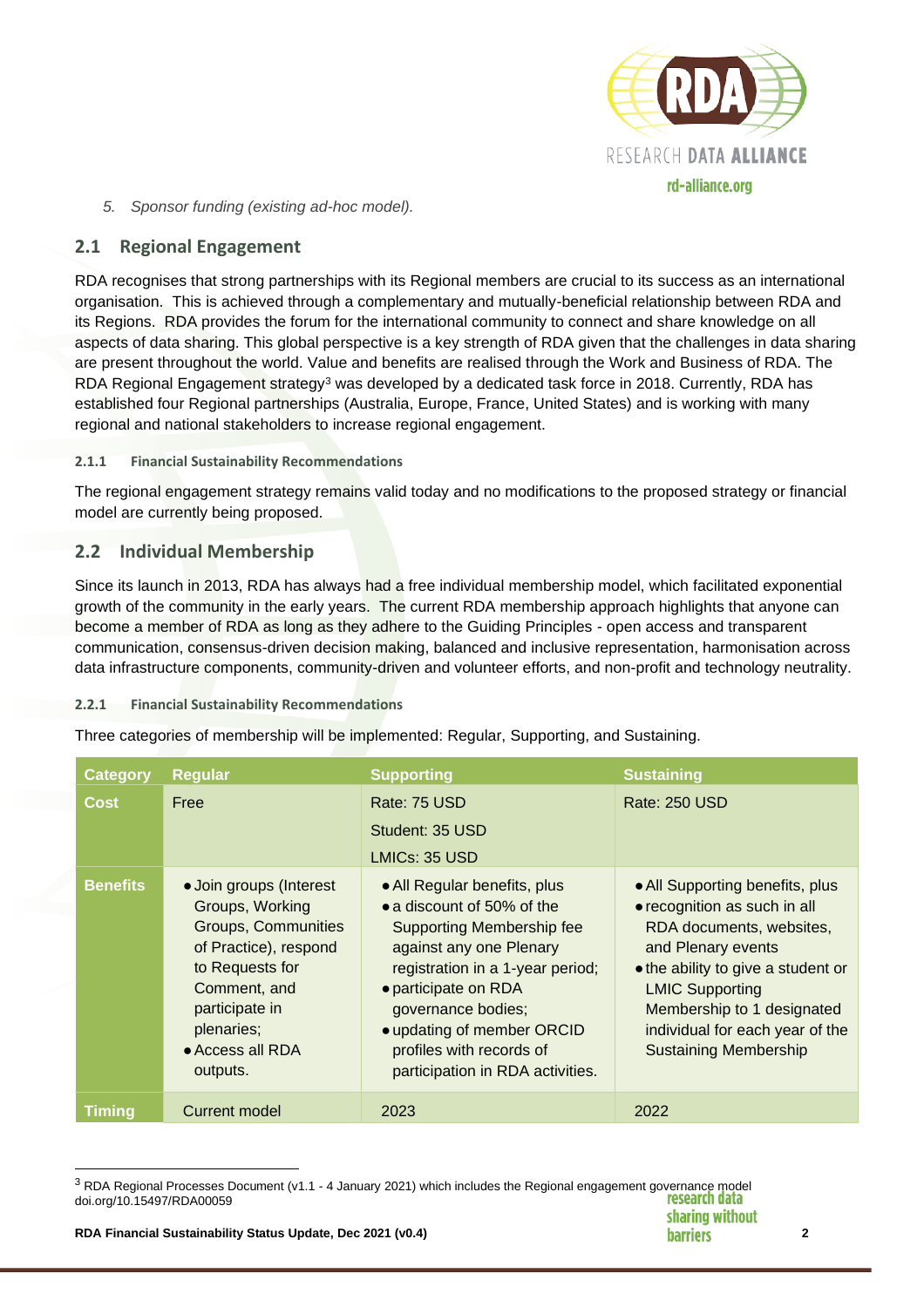5. *Sponsor funding (existing ad-hoc model).*

## 2.1 Regional Engagement

RDA recognises that strong partnerships with its Regional members are crucial to its success as an international organisation. This is achieved through a complementary and mutually-beneficial relationship between RDA and its Regions. RDA provides the forum for the international community to connect and share knowledge on all aspects of data sharing. This global perspective is a key strength of RDA given that the challenges in data sharing are present throughout the world. Value and benefits are realised through the Work and Business of RDA. The RDA Regional Engagement strategy[3] was developed by a dedicated task force in 2018. Currently, RDA has established four Regional partnerships (Australia, Europe, France, United States) and is working with many regional and national stakeholders to increase regional engagement.

#### 2.1.1 Financial Sustainability Recommendations

The regional engagement strategy remains valid today and no modifications to the proposed strategy or financial model are currently being proposed.

## 2.2 Individual Membership

Since its launch in 2013, RDA has always had a free individual membership model, which facilitated exponential growth of the community in the early years. The current RDA membership approach highlights that anyone can become a member of RDA as long as they adhere to the Guiding Principles - open access and transparent communication, consensus-driven decision making, balanced and inclusive representation, harmonisation across data infrastructure components, community-driven and volunteer efforts, and non-profit and technology neutrality.

#### 2.2.1 Financial Sustainability Recommendations

Three categories of membership will be implemented: Regular, Supporting, and Sustaining.

| Category | Regular | Supporting | Sustaining |
|---|---|---|---|
| Cost | Free | Rate: 75 USD<br>Student: 35 USD<br>LMICs: 35 USD | Rate: 250 USD |
| Benefits | • Join groups (Interest Groups, Working Groups, Communities of Practice), respond to Requests for Comment, and participate in plenaries;<br>• Access all RDA outputs. | • All Regular benefits, plus<br>• a discount of 50% of the Supporting Membership fee against any one Plenary registration in a 1-year period;<br>• participate on RDA governance bodies;<br>• updating of member ORCID profiles with records of participation in RDA activities. | • All Supporting benefits, plus<br>• recognition as such in all RDA documents, websites, and Plenary events<br>• the ability to give a student or LMIC Supporting Membership to 1 designated individual for each year of the Sustaining Membership |
| Timing | Current model | 2023 | 2022 |

[3] RDA Regional Processes Document (v1.1 - 4 January 2021) which includes the Regional engagement governance model doi.org/10.15497/RDA00059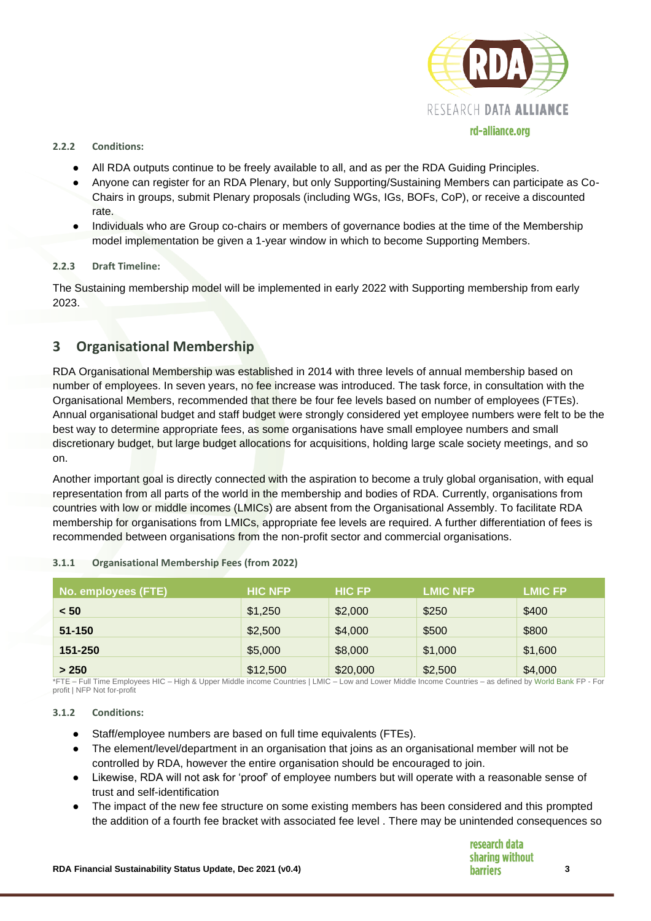#### 2.2.2 Conditions:

- All RDA outputs continue to be freely available to all, and as per the RDA Guiding Principles.
- Anyone can register for an RDA Plenary, but only Supporting/Sustaining Members can participate as Co-Chairs in groups, submit Plenary proposals (including WGs, IGs, BOFs, CoP), or receive a discounted rate.
- Individuals who are Group co-chairs or members of governance bodies at the time of the Membership model implementation be given a 1-year window in which to become Supporting Members.

#### 2.2.3 Draft Timeline:

The Sustaining membership model will be implemented in early 2022 with Supporting membership from early 2023.

## 3 Organisational Membership

RDA Organisational Membership was established in 2014 with three levels of annual membership based on number of employees. In seven years, no fee increase was introduced. The task force, in consultation with the Organisational Members, recommended that there be four fee levels based on number of employees (FTEs). Annual organisational budget and staff budget were strongly considered yet employee numbers were felt to be the best way to determine appropriate fees, as some organisations have small employee numbers and small discretionary budget, but large budget allocations for acquisitions, holding large scale society meetings, and so on.

Another important goal is directly connected with the aspiration to become a truly global organisation, with equal representation from all parts of the world in the membership and bodies of RDA. Currently, organisations from countries with low or middle incomes (LMICs) are absent from the Organisational Assembly. To facilitate RDA membership for organisations from LMICs, appropriate fee levels are required. A further differentiation of fees is recommended between organisations from the non-profit sector and commercial organisations.

#### 3.1.1 Organisational Membership Fees (from 2022)

| No. employees (FTE) | HIC NFP | HIC FP | LMIC NFP | LMIC FP |
|---|---|---|---|---|
| **< 50** | $1,250 | $2,000 | $250 | $400 |
| **51-150** | $2,500 | $4,000 | $500 | $800 |
| **151-250** | $5,000 | $8,000 | $1,000 | $1,600 |
| **> 250** | $12,500 | $20,000 | $2,500 | $4,000 |

*FTE – Full Time Employees HIC – High & Upper Middle income Countries | LMIC – Low and Lower Middle Income Countries – as defined by World Bank FP - For profit | NFP Not for-profit

#### 3.1.2 Conditions:

- Staff/employee numbers are based on full time equivalents (FTEs).
- The element/level/department in an organisation that joins as an organisational member will not be controlled by RDA, however the entire organisation should be encouraged to join.
- Likewise, RDA will not ask for 'proof' of employee numbers but will operate with a reasonable sense of trust and self-identification
- The impact of the new fee structure on some existing members has been considered and this prompted the addition of a fourth fee bracket with associated fee level . There may be unintended consequences so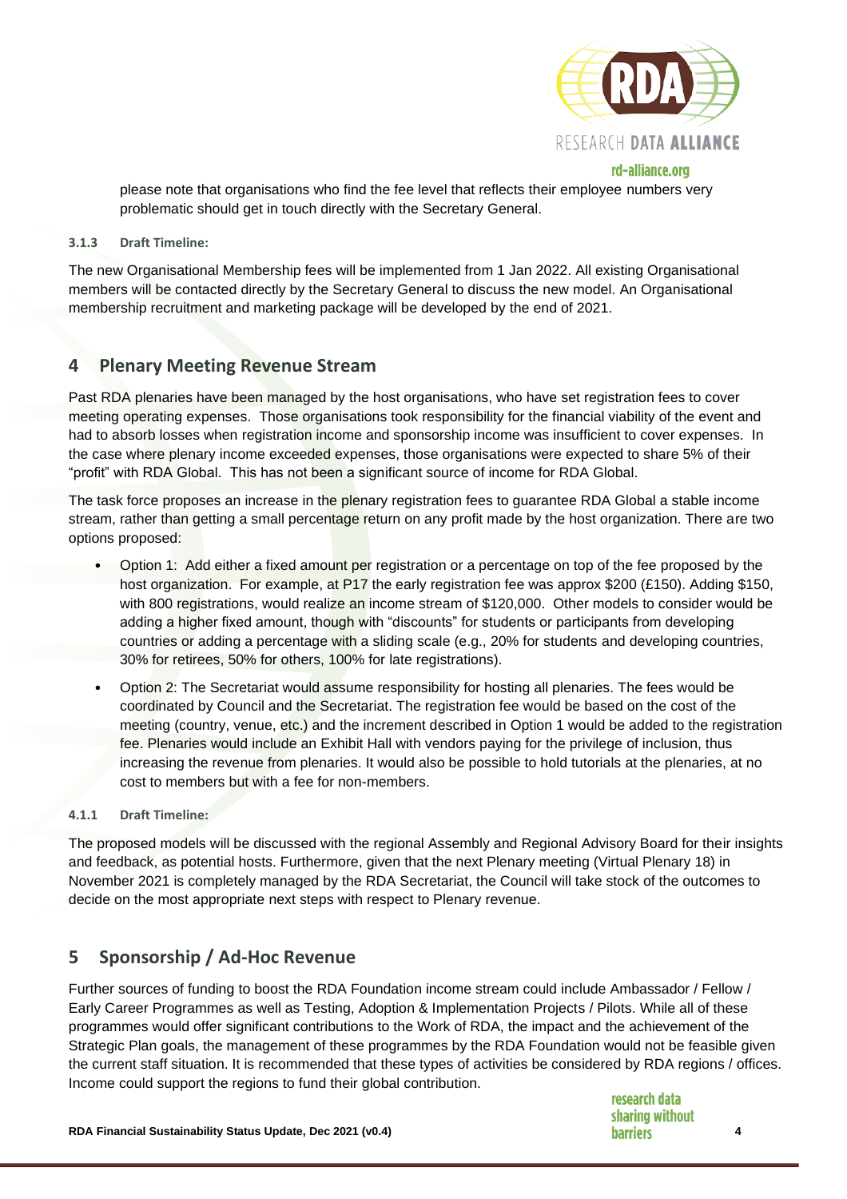please note that organisations who find the fee level that reflects their employee numbers very problematic should get in touch directly with the Secretary General.

#### 3.1.3 Draft Timeline:

The new Organisational Membership fees will be implemented from 1 Jan 2022. All existing Organisational members will be contacted directly by the Secretary General to discuss the new model. An Organisational membership recruitment and marketing package will be developed by the end of 2021.

## 4 Plenary Meeting Revenue Stream

Past RDA plenaries have been managed by the host organisations, who have set registration fees to cover meeting operating expenses. Those organisations took responsibility for the financial viability of the event and had to absorb losses when registration income and sponsorship income was insufficient to cover expenses. In the case where plenary income exceeded expenses, those organisations were expected to share 5% of their "profit" with RDA Global. This has not been a significant source of income for RDA Global.

The task force proposes an increase in the plenary registration fees to guarantee RDA Global a stable income stream, rather than getting a small percentage return on any profit made by the host organization. There are two options proposed:

- Option 1: Add either a fixed amount per registration or a percentage on top of the fee proposed by the host organization. For example, at P17 the early registration fee was approx $200 (£150). Adding $150, with 800 registrations, would realize an income stream of $120,000. Other models to consider would be adding a higher fixed amount, though with "discounts" for students or participants from developing countries or adding a percentage with a sliding scale (e.g., 20% for students and developing countries, 30% for retirees, 50% for others, 100% for late registrations).
- Option 2: The Secretariat would assume responsibility for hosting all plenaries. The fees would be coordinated by Council and the Secretariat. The registration fee would be based on the cost of the meeting (country, venue, etc.) and the increment described in Option 1 would be added to the registration fee. Plenaries would include an Exhibit Hall with vendors paying for the privilege of inclusion, thus increasing the revenue from plenaries. It would also be possible to hold tutorials at the plenaries, at no cost to members but with a fee for non-members.

#### 4.1.1 Draft Timeline:

The proposed models will be discussed with the regional Assembly and Regional Advisory Board for their insights and feedback, as potential hosts. Furthermore, given that the next Plenary meeting (Virtual Plenary 18) in November 2021 is completely managed by the RDA Secretariat, the Council will take stock of the outcomes to decide on the most appropriate next steps with respect to Plenary revenue.

## 5 Sponsorship / Ad-Hoc Revenue

Further sources of funding to boost the RDA Foundation income stream could include Ambassador / Fellow / Early Career Programmes as well as Testing, Adoption & Implementation Projects / Pilots. While all of these programmes would offer significant contributions to the Work of RDA, the impact and the achievement of the Strategic Plan goals, the management of these programmes by the RDA Foundation would not be feasible given the current staff situation. It is recommended that these types of activities be considered by RDA regions / offices. Income could support the regions to fund their global contribution.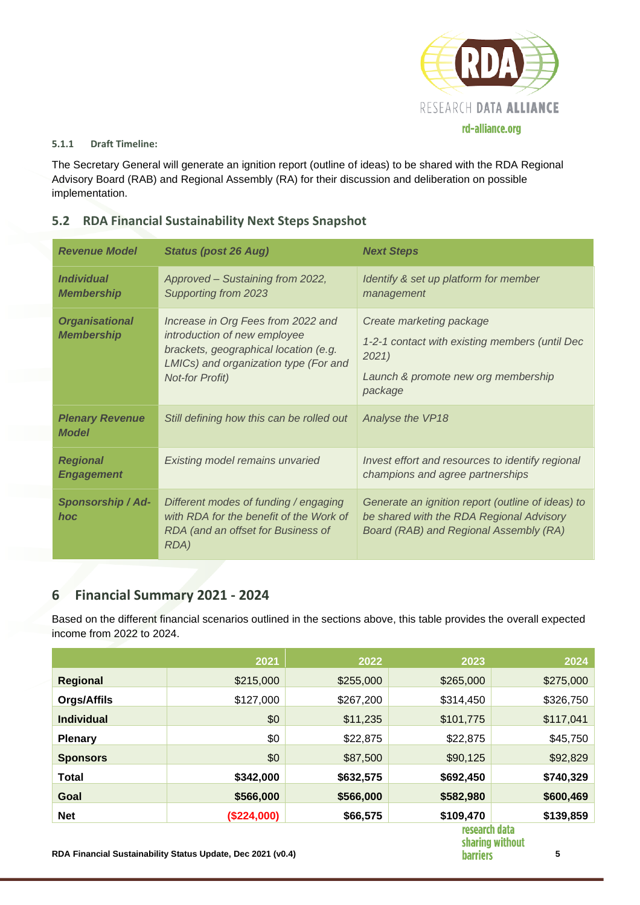#### 5.1.1 Draft Timeline:

The Secretary General will generate an ignition report (outline of ideas) to be shared with the RDA Regional Advisory Board (RAB) and Regional Assembly (RA) for their discussion and deliberation on possible implementation.

## 5.2 RDA Financial Sustainability Next Steps Snapshot

| *Revenue Model* | *Status (post 26 Aug)* | *Next Steps* |
|---|---|---|
| ***Individual Membership*** | *Approved – Sustaining from 2022, Supporting from 2023* | *Identify & set up platform for member management* |
| ***Organisational Membership*** | *Increase in Org Fees from 2022 and introduction of new employee brackets, geographical location (e.g. LMICs) and organization type (For and Not-for Profit)* | *Create marketing package*<br>*1-2-1 contact with existing members (until Dec 2021)*<br>*Launch & promote new org membership package* |
| ***Plenary Revenue Model*** | *Still defining how this can be rolled out* | *Analyse the VP18* |
| ***Regional Engagement*** | *Existing model remains unvaried* | *Invest effort and resources to identify regional champions and agree partnerships* |
| ***Sponsorship / Ad-hoc*** | *Different modes of funding / engaging with RDA for the benefit of the Work of RDA (and an offset for Business of RDA)* | *Generate an ignition report (outline of ideas) to be shared with the RDA Regional Advisory Board (RAB) and Regional Assembly (RA)* |

# 6 Financial Summary 2021 - 2024

Based on the different financial scenarios outlined in the sections above, this table provides the overall expected income from 2022 to 2024.

| | 2021 | 2022 | 2023 | 2024 |
|---|---:|---:|---:|---:|
| **Regional** | $215,000 | $255,000 | $265,000 | $275,000 |
| **Orgs/Affils** | $127,000 | $267,200 | $314,450 | $326,750 |
| **Individual** | $0 | $11,235 | $101,775 | $117,041 |
| **Plenary** | $0 | $22,875 | $22,875 | $45,750 |
| **Sponsors** | $0 | $87,500 | $90,125 | $92,829 |
| **Total** | **$342,000** | **$632,575** | **$692,450** | **$740,329** |
| **Goal** | **$566,000** | **$566,000** | **$582,980** | **$600,469** |
| **Net** | **($224,000)** | **$66,575** | **$109,470** | **$139,859** |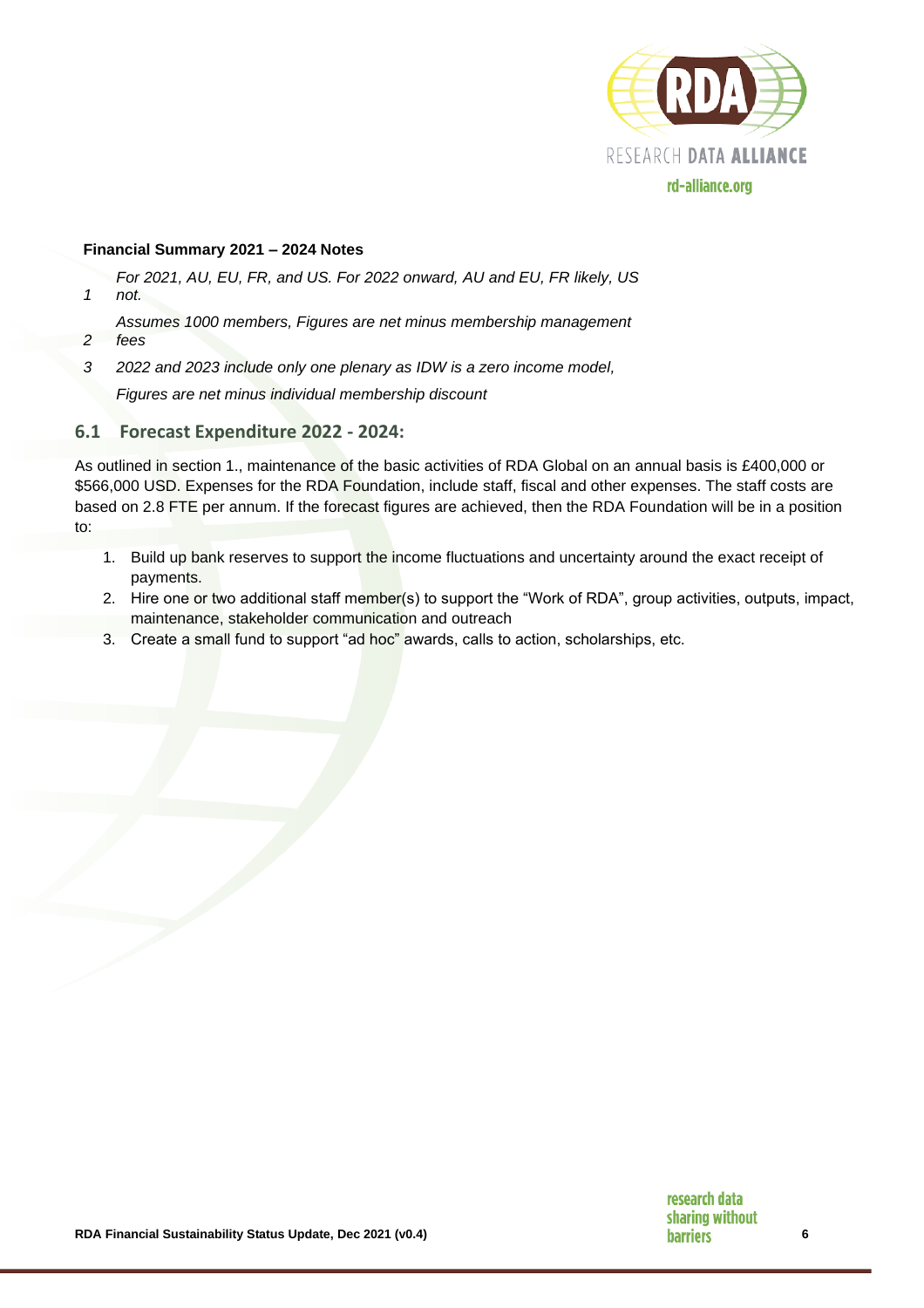**Financial Summary 2021 – 2024 Notes**

1. *For 2021, AU, EU, FR, and US. For 2022 onward, AU and EU, FR likely, US not.*
2. *Assumes 1000 members, Figures are net minus membership management fees*
3. *2022 and 2023 include only one plenary as IDW is a zero income model,*

*Figures are net minus individual membership discount*

## 6.1 Forecast Expenditure 2022 - 2024:

As outlined in section 1., maintenance of the basic activities of RDA Global on an annual basis is £400,000 or $566,000 USD. Expenses for the RDA Foundation, include staff, fiscal and other expenses. The staff costs are based on 2.8 FTE per annum. If the forecast figures are achieved, then the RDA Foundation will be in a position to:

1. Build up bank reserves to support the income fluctuations and uncertainty around the exact receipt of payments.
2. Hire one or two additional staff member(s) to support the "Work of RDA", group activities, outputs, impact, maintenance, stakeholder communication and outreach
3. Create a small fund to support "ad hoc" awards, calls to action, scholarships, etc.